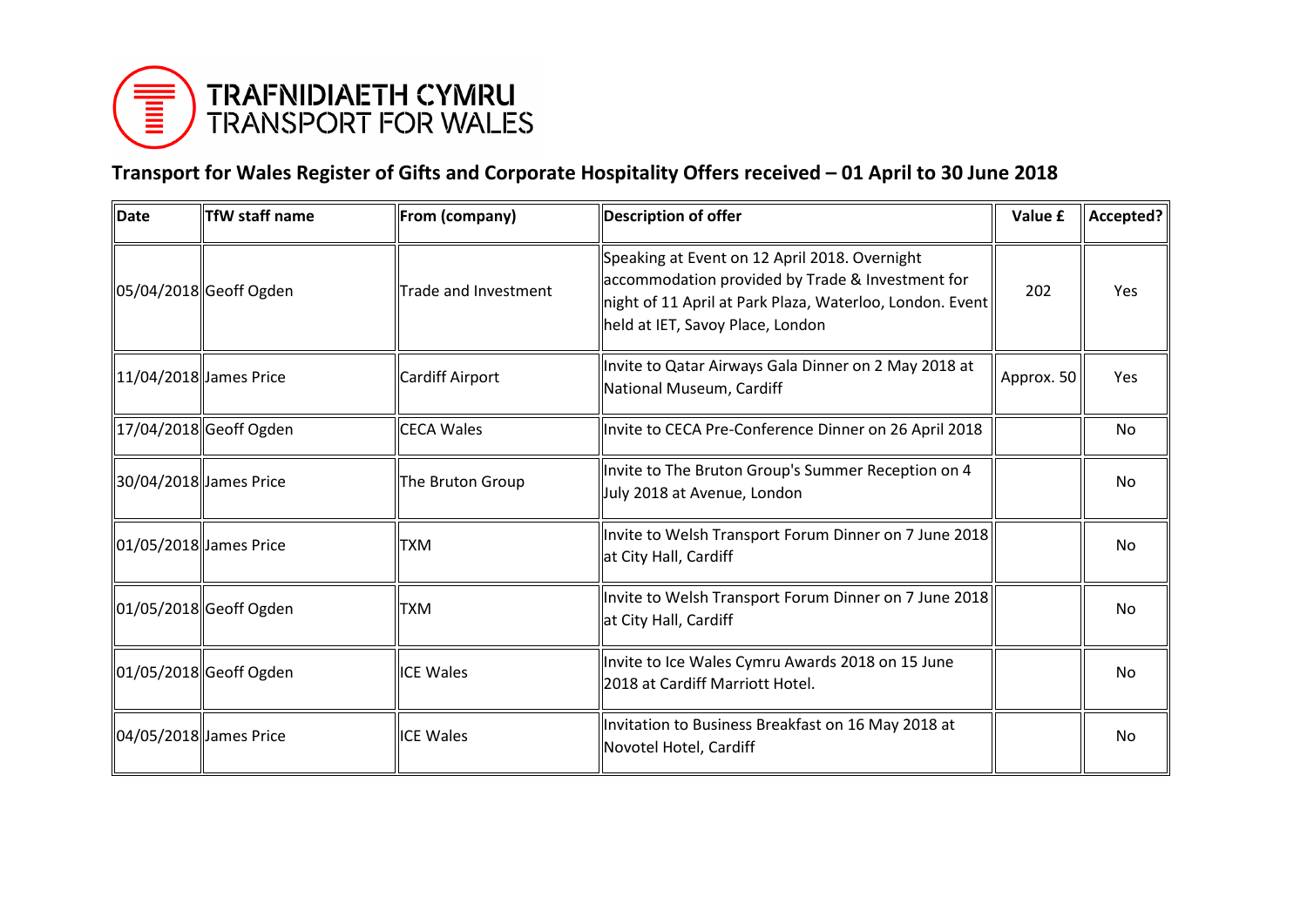TRAFNIDIAETH CYMRU
TRANSPORT FOR WALES

## Transport for Wales Register of Gifts and Corporate Hospitality Offers received – 01 April to 30 June 2018

| Date | TfW staff name | From (company) | Description of offer | Value £ | Accepted? |
|---|---|---|---|---|---|
| 05/04/2018 | Geoff Ogden | Trade and Investment | Speaking at Event on 12 April 2018. Overnight accommodation provided by Trade & Investment for night of 11 April at Park Plaza, Waterloo, London. Event held at IET, Savoy Place, London | 202 | Yes |
| 11/04/2018 | James Price | Cardiff Airport | Invite to Qatar Airways Gala Dinner on 2 May 2018 at National Museum, Cardiff | Approx. 50 | Yes |
| 17/04/2018 | Geoff Ogden | CECA Wales | Invite to CECA Pre-Conference Dinner on 26 April 2018 | | No |
| 30/04/2018 | James Price | The Bruton Group | Invite to The Bruton Group's Summer Reception on 4 July 2018 at Avenue, London | | No |
| 01/05/2018 | James Price | TXM | Invite to Welsh Transport Forum Dinner on 7 June 2018 at City Hall, Cardiff | | No |
| 01/05/2018 | Geoff Ogden | TXM | Invite to Welsh Transport Forum Dinner on 7 June 2018 at City Hall, Cardiff | | No |
| 01/05/2018 | Geoff Ogden | ICE Wales | Invite to Ice Wales Cymru Awards 2018 on 15 June 2018 at Cardiff Marriott Hotel. | | No |
| 04/05/2018 | James Price | ICE Wales | Invitation to Business Breakfast on 16 May 2018 at Novotel Hotel, Cardiff | | No |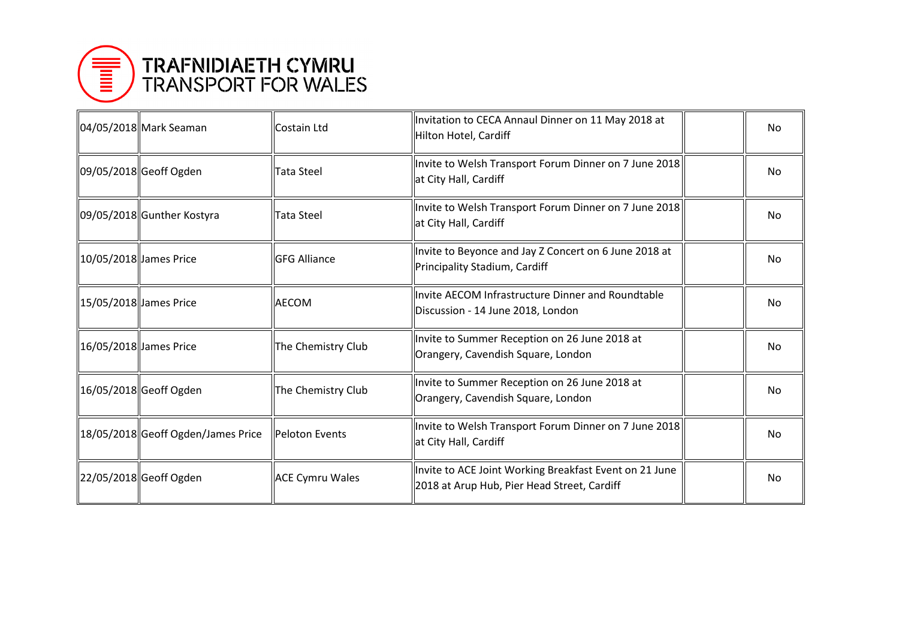TRAFNIDIAETH CYMRU
TRANSPORT FOR WALES

| | | | | | |
|---|---|---|---|---|---|
| 04/05/2018 | Mark Seaman | Costain Ltd | Invitation to CECA Annaul Dinner on 11 May 2018 at Hilton Hotel, Cardiff | | No |
| 09/05/2018 | Geoff Ogden | Tata Steel | Invite to Welsh Transport Forum Dinner on 7 June 2018 at City Hall, Cardiff | | No |
| 09/05/2018 | Gunther Kostyra | Tata Steel | Invite to Welsh Transport Forum Dinner on 7 June 2018 at City Hall, Cardiff | | No |
| 10/05/2018 | James Price | GFG Alliance | Invite to Beyonce and Jay Z Concert on 6 June 2018 at Principality Stadium, Cardiff | | No |
| 15/05/2018 | James Price | AECOM | Invite AECOM Infrastructure Dinner and Roundtable Discussion - 14 June 2018, London | | No |
| 16/05/2018 | James Price | The Chemistry Club | Invite to Summer Reception on 26 June 2018 at Orangery, Cavendish Square, London | | No |
| 16/05/2018 | Geoff Ogden | The Chemistry Club | Invite to Summer Reception on 26 June 2018 at Orangery, Cavendish Square, London | | No |
| 18/05/2018 | Geoff Ogden/James Price | Peloton Events | Invite to Welsh Transport Forum Dinner on 7 June 2018 at City Hall, Cardiff | | No |
| 22/05/2018 | Geoff Ogden | ACE Cymru Wales | Invite to ACE Joint Working Breakfast Event on 21 June 2018 at Arup Hub, Pier Head Street, Cardiff | | No |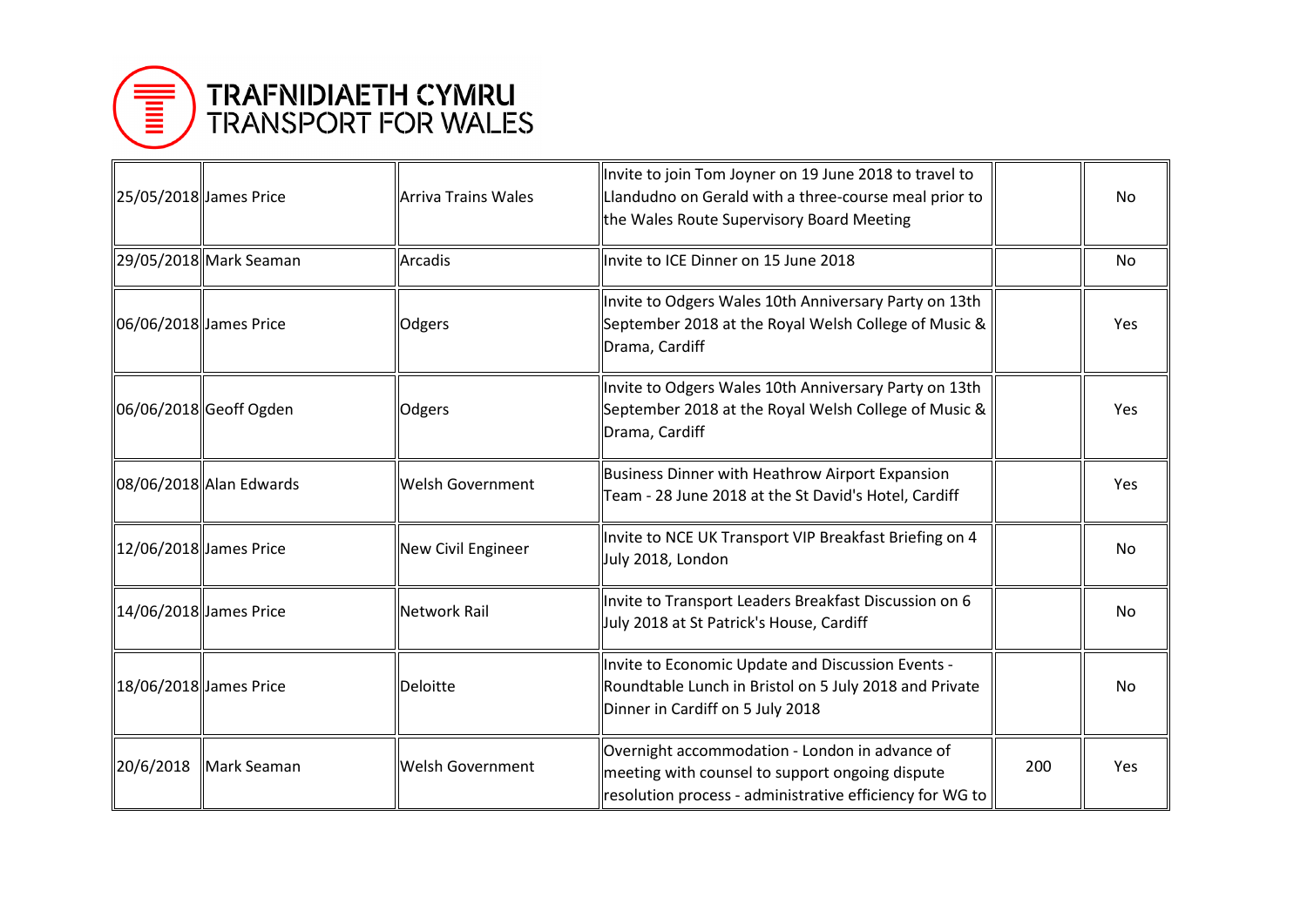# TRAFNIDIAETH CYMRU
# TRANSPORT FOR WALES

| | | | | | |
|---|---|---|---|---|---|
| 25/05/2018 | James Price | Arriva Trains Wales | Invite to join Tom Joyner on 19 June 2018 to travel to Llandudno on Gerald with a three-course meal prior to the Wales Route Supervisory Board Meeting | | No |
| 29/05/2018 | Mark Seaman | Arcadis | Invite to ICE Dinner on 15 June 2018 | | No |
| 06/06/2018 | James Price | Odgers | Invite to Odgers Wales 10th Anniversary Party on 13th September 2018 at the Royal Welsh College of Music & Drama, Cardiff | | Yes |
| 06/06/2018 | Geoff Ogden | Odgers | Invite to Odgers Wales 10th Anniversary Party on 13th September 2018 at the Royal Welsh College of Music & Drama, Cardiff | | Yes |
| 08/06/2018 | Alan Edwards | Welsh Government | Business Dinner with Heathrow Airport Expansion Team - 28 June 2018 at the St David's Hotel, Cardiff | | Yes |
| 12/06/2018 | James Price | New Civil Engineer | Invite to NCE UK Transport VIP Breakfast Briefing on 4 July 2018, London | | No |
| 14/06/2018 | James Price | Network Rail | Invite to Transport Leaders Breakfast Discussion on 6 July 2018 at St Patrick's House, Cardiff | | No |
| 18/06/2018 | James Price | Deloitte | Invite to Economic Update and Discussion Events - Roundtable Lunch in Bristol on 5 July 2018 and Private Dinner in Cardiff on 5 July 2018 | | No |
| 20/6/2018 | Mark Seaman | Welsh Government | Overnight accommodation - London in advance of meeting with counsel to support ongoing dispute resolution process - administrative efficiency for WG to | 200 | Yes |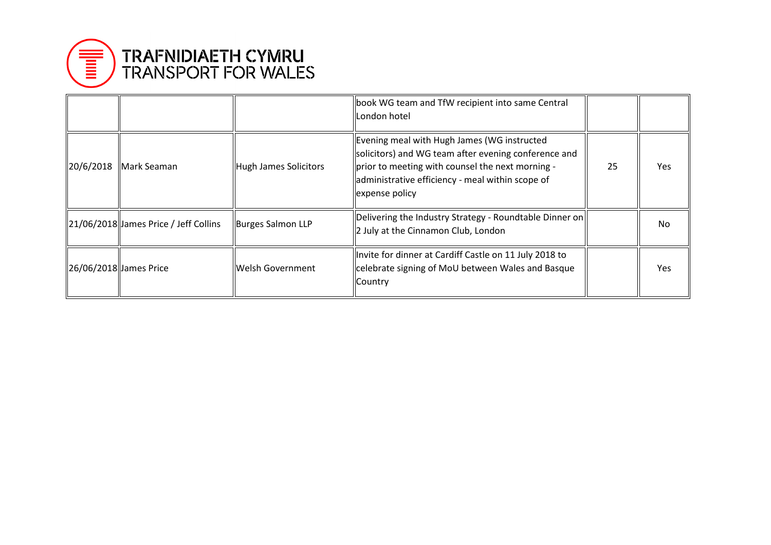# TRAFNIDIAETH CYMRU
# TRANSPORT FOR WALES

| | | | | | |
|---|---|---|---|---|---|
| | | | book WG team and TfW recipient into same Central London hotel | | |
| 20/6/2018 | Mark Seaman | Hugh James Solicitors | Evening meal with Hugh James (WG instructed solicitors) and WG team after evening conference and prior to meeting with counsel the next morning - administrative efficiency - meal within scope of expense policy | 25 | Yes |
| 21/06/2018 | James Price / Jeff Collins | Burges Salmon LLP | Delivering the Industry Strategy - Roundtable Dinner on 2 July at the Cinnamon Club, London | | No |
| 26/06/2018 | James Price | Welsh Government | Invite for dinner at Cardiff Castle on 11 July 2018 to celebrate signing of MoU between Wales and Basque Country | | Yes |